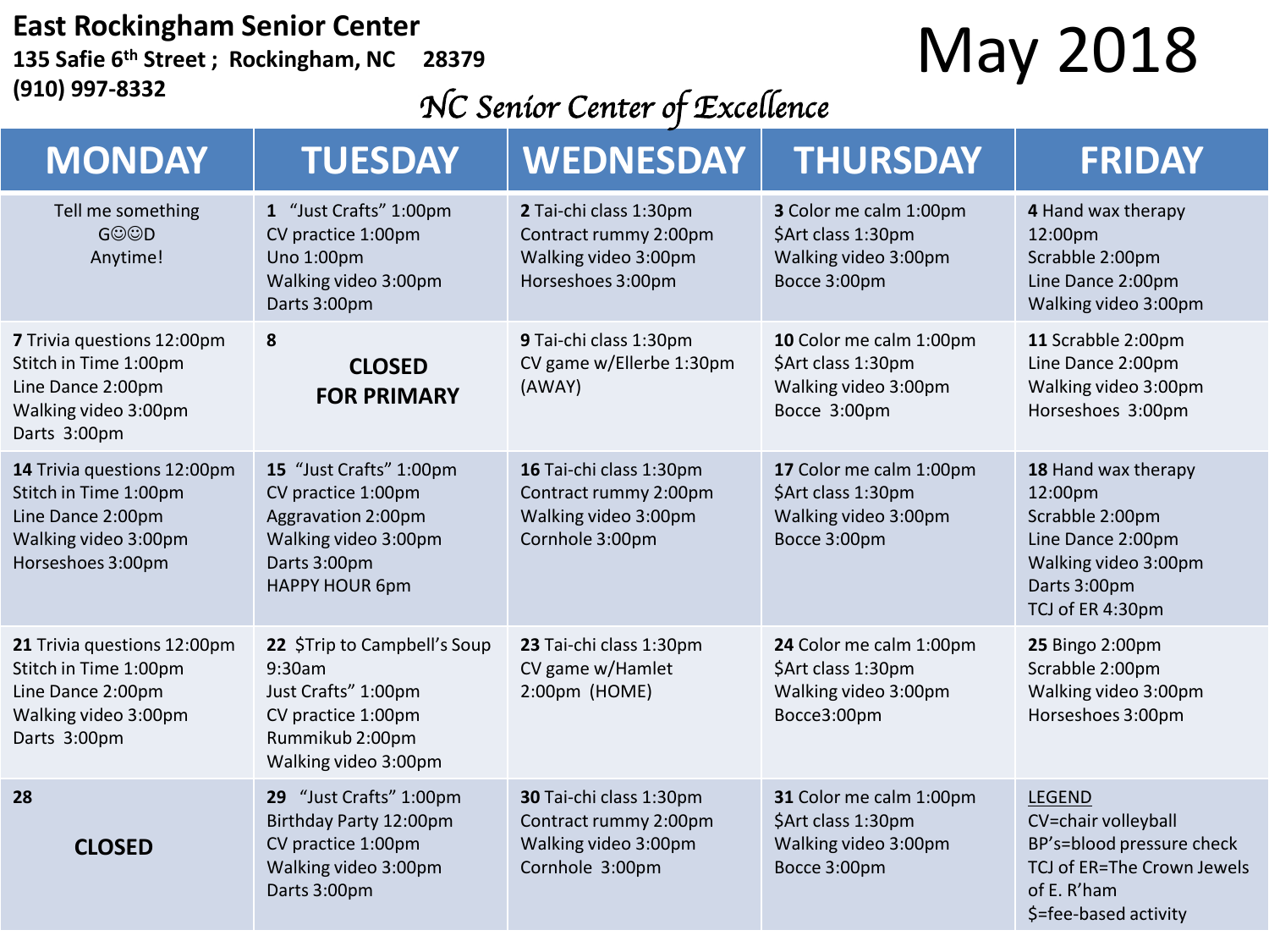# East Rockingham Senior Center

**135 Safie 6th Street ; Rockingham, NC 28379**
**(910) 997-8332**

*NC Senior Center of Excellence*

# May 2018

| MONDAY | TUESDAY | WEDNESDAY | THURSDAY | FRIDAY |
|---|---|---|---|---|
| Tell me something G☺☺D Anytime! | **1** "Just Crafts" 1:00pm<br>CV practice 1:00pm<br>Uno 1:00pm<br>Walking video 3:00pm<br>Darts 3:00pm | **2** Tai-chi class 1:30pm<br>Contract rummy 2:00pm<br>Walking video 3:00pm<br>Horseshoes 3:00pm | **3** Color me calm 1:00pm<br>$Art class 1:30pm<br>Walking video 3:00pm<br>Bocce 3:00pm | **4** Hand wax therapy 12:00pm<br>Scrabble 2:00pm<br>Line Dance 2:00pm<br>Walking video 3:00pm |
| **7** Trivia questions 12:00pm<br>Stitch in Time 1:00pm<br>Line Dance 2:00pm<br>Walking video 3:00pm<br>Darts 3:00pm | **8**<br>**CLOSED FOR PRIMARY** | **9** Tai-chi class 1:30pm<br>CV game w/Ellerbe 1:30pm (AWAY) | **10** Color me calm 1:00pm<br>$Art class 1:30pm<br>Walking video 3:00pm<br>Bocce 3:00pm | **11** Scrabble 2:00pm<br>Line Dance 2:00pm<br>Walking video 3:00pm<br>Horseshoes 3:00pm |
| **14** Trivia questions 12:00pm<br>Stitch in Time 1:00pm<br>Line Dance 2:00pm<br>Walking video 3:00pm<br>Horseshoes 3:00pm | **15** "Just Crafts" 1:00pm<br>CV practice 1:00pm<br>Aggravation 2:00pm<br>Walking video 3:00pm<br>Darts 3:00pm<br>HAPPY HOUR 6pm | **16** Tai-chi class 1:30pm<br>Contract rummy 2:00pm<br>Walking video 3:00pm<br>Cornhole 3:00pm | **17** Color me calm 1:00pm<br>$Art class 1:30pm<br>Walking video 3:00pm<br>Bocce 3:00pm | **18** Hand wax therapy 12:00pm<br>Scrabble 2:00pm<br>Line Dance 2:00pm<br>Walking video 3:00pm<br>Darts 3:00pm<br>TCJ of ER 4:30pm |
| **21** Trivia questions 12:00pm<br>Stitch in Time 1:00pm<br>Line Dance 2:00pm<br>Walking video 3:00pm<br>Darts 3:00pm | **22** $Trip to Campbell's Soup 9:30am<br>Just Crafts" 1:00pm<br>CV practice 1:00pm<br>Rummikub 2:00pm<br>Walking video 3:00pm | **23** Tai-chi class 1:30pm<br>CV game w/Hamlet 2:00pm (HOME) | **24** Color me calm 1:00pm<br>$Art class 1:30pm<br>Walking video 3:00pm<br>Bocce3:00pm | **25** Bingo 2:00pm<br>Scrabble 2:00pm<br>Walking video 3:00pm<br>Horseshoes 3:00pm |
| **28**<br>**CLOSED** | **29** "Just Crafts" 1:00pm<br>Birthday Party 12:00pm<br>CV practice 1:00pm<br>Walking video 3:00pm<br>Darts 3:00pm | **30** Tai-chi class 1:30pm<br>Contract rummy 2:00pm<br>Walking video 3:00pm<br>Cornhole 3:00pm | **31** Color me calm 1:00pm<br>$Art class 1:30pm<br>Walking video 3:00pm<br>Bocce 3:00pm | LEGEND<br>CV=chair volleyball<br>BP's=blood pressure check<br>TCJ of ER=The Crown Jewels of E. R'ham<br>$=fee-based activity |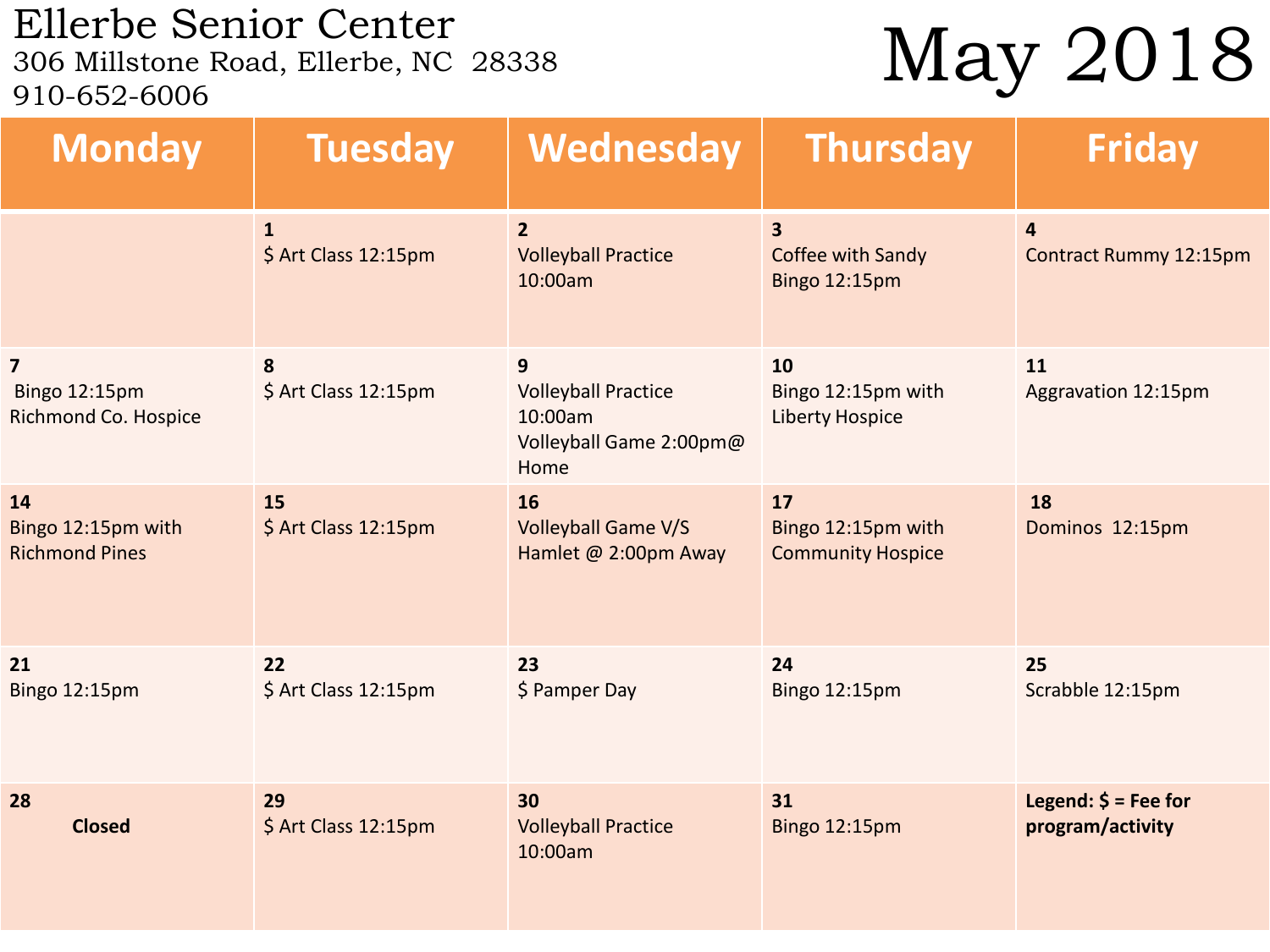# Ellerbe Senior Center

306 Millstone Road, Ellerbe, NC 28338
910-652-6006

# May 2018

| Monday | Tuesday | Wednesday | Thursday | Friday |
|---|---|---|---|---|
| | **1**<br>$ Art Class 12:15pm | **2**<br>Volleyball Practice 10:00am | **3**<br>Coffee with Sandy<br>Bingo 12:15pm | **4**<br>Contract Rummy 12:15pm |
| **7**<br>Bingo 12:15pm<br>Richmond Co. Hospice | **8**<br>$ Art Class 12:15pm | **9**<br>Volleyball Practice 10:00am<br>Volleyball Game 2:00pm@ Home | **10**<br>Bingo 12:15pm with Liberty Hospice | **11**<br>Aggravation 12:15pm |
| **14**<br>Bingo 12:15pm with Richmond Pines | **15**<br>$ Art Class 12:15pm | **16**<br>Volleyball Game V/S Hamlet @ 2:00pm Away | **17**<br>Bingo 12:15pm with Community Hospice | **18**<br>Dominos 12:15pm |
| **21**<br>Bingo 12:15pm | **22**<br>$ Art Class 12:15pm | **23**<br>$ Pamper Day | **24**<br>Bingo 12:15pm | **25**<br>Scrabble 12:15pm |
| **28**<br>**Closed** | **29**<br>$ Art Class 12:15pm | **30**<br>Volleyball Practice 10:00am | **31**<br>Bingo 12:15pm | **Legend: $ = Fee for program/activity** |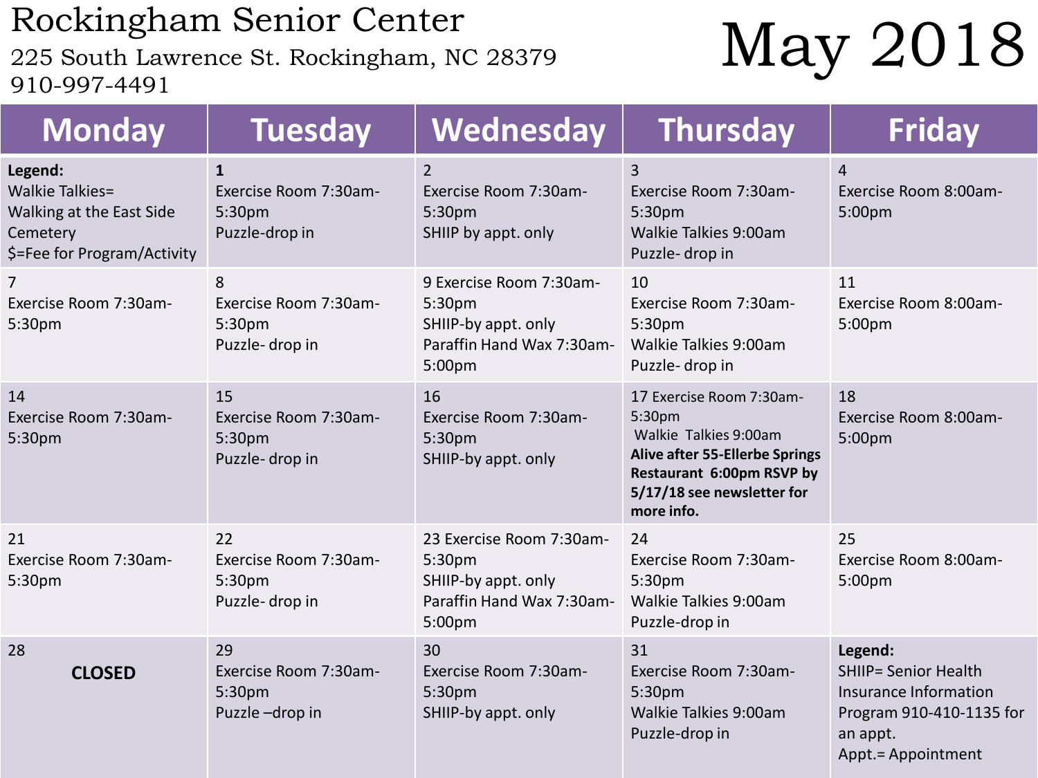# Rockingham Senior Center

225 South Lawrence St. Rockingham, NC 28379
910-997-4491

# May 2018

| Monday | Tuesday | Wednesday | Thursday | Friday |
|---|---|---|---|---|
| **Legend:**<br>Walkie Talkies= Walking at the East Side Cemetery<br>$=Fee for Program/Activity | **1**<br>Exercise Room 7:30am-5:30pm<br>Puzzle-drop in | 2<br>Exercise Room 7:30am-5:30pm<br>SHIIP by appt. only | 3<br>Exercise Room 7:30am-5:30pm<br>Walkie Talkies 9:00am<br>Puzzle- drop in | 4<br>Exercise Room 8:00am-5:00pm |
| 7<br>Exercise Room 7:30am-5:30pm | 8<br>Exercise Room 7:30am-5:30pm<br>Puzzle- drop in | 9 Exercise Room 7:30am-5:30pm<br>SHIIP-by appt. only<br>Paraffin Hand Wax 7:30am-5:00pm | 10<br>Exercise Room 7:30am-5:30pm<br>Walkie Talkies 9:00am<br>Puzzle- drop in | 11<br>Exercise Room 8:00am-5:00pm |
| 14<br>Exercise Room 7:30am-5:30pm | 15<br>Exercise Room 7:30am-5:30pm<br>Puzzle- drop in | 16<br>Exercise Room 7:30am-5:30pm<br>SHIIP-by appt. only | 17 Exercise Room 7:30am-5:30pm<br>Walkie Talkies 9:00am<br>**Alive after 55-Ellerbe Springs Restaurant 6:00pm RSVP by 5/17/18 see newsletter for more info.** | 18<br>Exercise Room 8:00am-5:00pm |
| 21<br>Exercise Room 7:30am-5:30pm | 22<br>Exercise Room 7:30am-5:30pm<br>Puzzle- drop in | 23 Exercise Room 7:30am-5:30pm<br>SHIIP-by appt. only<br>Paraffin Hand Wax 7:30am-5:00pm | 24<br>Exercise Room 7:30am-5:30pm<br>Walkie Talkies 9:00am<br>Puzzle-drop in | 25<br>Exercise Room 8:00am-5:00pm |
| 28<br>**CLOSED** | 29<br>Exercise Room 7:30am-5:30pm<br>Puzzle –drop in | 30<br>Exercise Room 7:30am-5:30pm<br>SHIIP-by appt. only | 31<br>Exercise Room 7:30am-5:30pm<br>Walkie Talkies 9:00am<br>Puzzle-drop in | **Legend:**<br>SHIIP= Senior Health Insurance Information Program 910-410-1135 for an appt.<br>Appt.= Appointment |